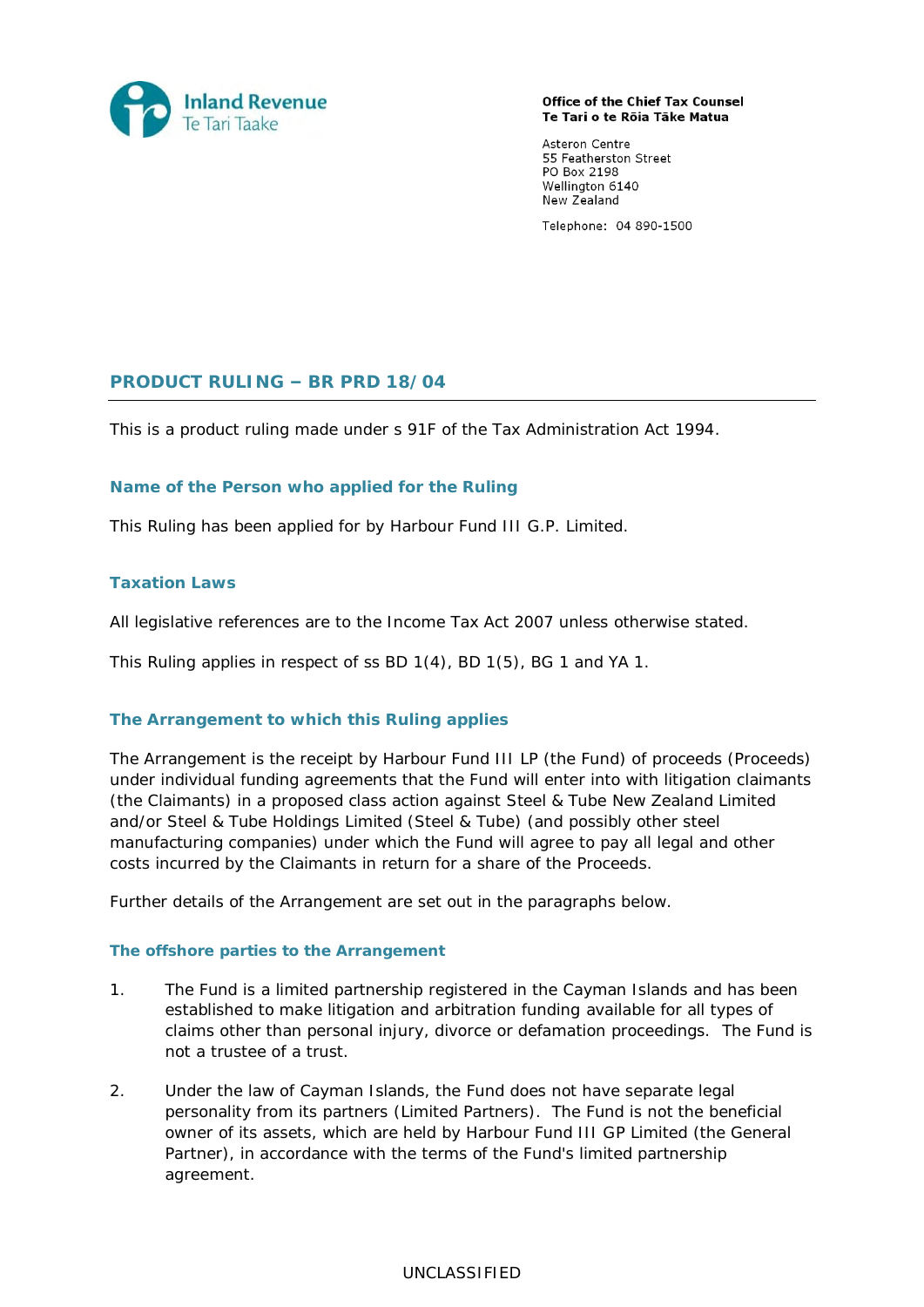Inland Revenue
Te Tari Taake

**Office of the Chief Tax Counsel**
**Te Tari o te Rōia Tāke Matua**

Asteron Centre
55 Featherston Street
PO Box 2198
Wellington 6140
New Zealand

Telephone: 04 890-1500

## PRODUCT RULING – BR PRD 18/04

This is a product ruling made under s 91F of the Tax Administration Act 1994.

### Name of the Person who applied for the Ruling

This Ruling has been applied for by Harbour Fund III G.P. Limited.

### Taxation Laws

All legislative references are to the Income Tax Act 2007 unless otherwise stated.

This Ruling applies in respect of ss BD 1(4), BD 1(5), BG 1 and YA 1.

### The Arrangement to which this Ruling applies

The Arrangement is the receipt by Harbour Fund III LP (the Fund) of proceeds (Proceeds) under individual funding agreements that the Fund will enter into with litigation claimants (the Claimants) in a proposed class action against Steel & Tube New Zealand Limited and/or Steel & Tube Holdings Limited (Steel & Tube) (and possibly other steel manufacturing companies) under which the Fund will agree to pay all legal and other costs incurred by the Claimants in return for a share of the Proceeds.

Further details of the Arrangement are set out in the paragraphs below.

#### The offshore parties to the Arrangement

1. The Fund is a limited partnership registered in the Cayman Islands and has been established to make litigation and arbitration funding available for all types of claims other than personal injury, divorce or defamation proceedings. The Fund is not a trustee of a trust.

2. Under the law of Cayman Islands, the Fund does not have separate legal personality from its partners (Limited Partners). The Fund is not the beneficial owner of its assets, which are held by Harbour Fund III GP Limited (the General Partner), in accordance with the terms of the Fund's limited partnership agreement.

UNCLASSIFIED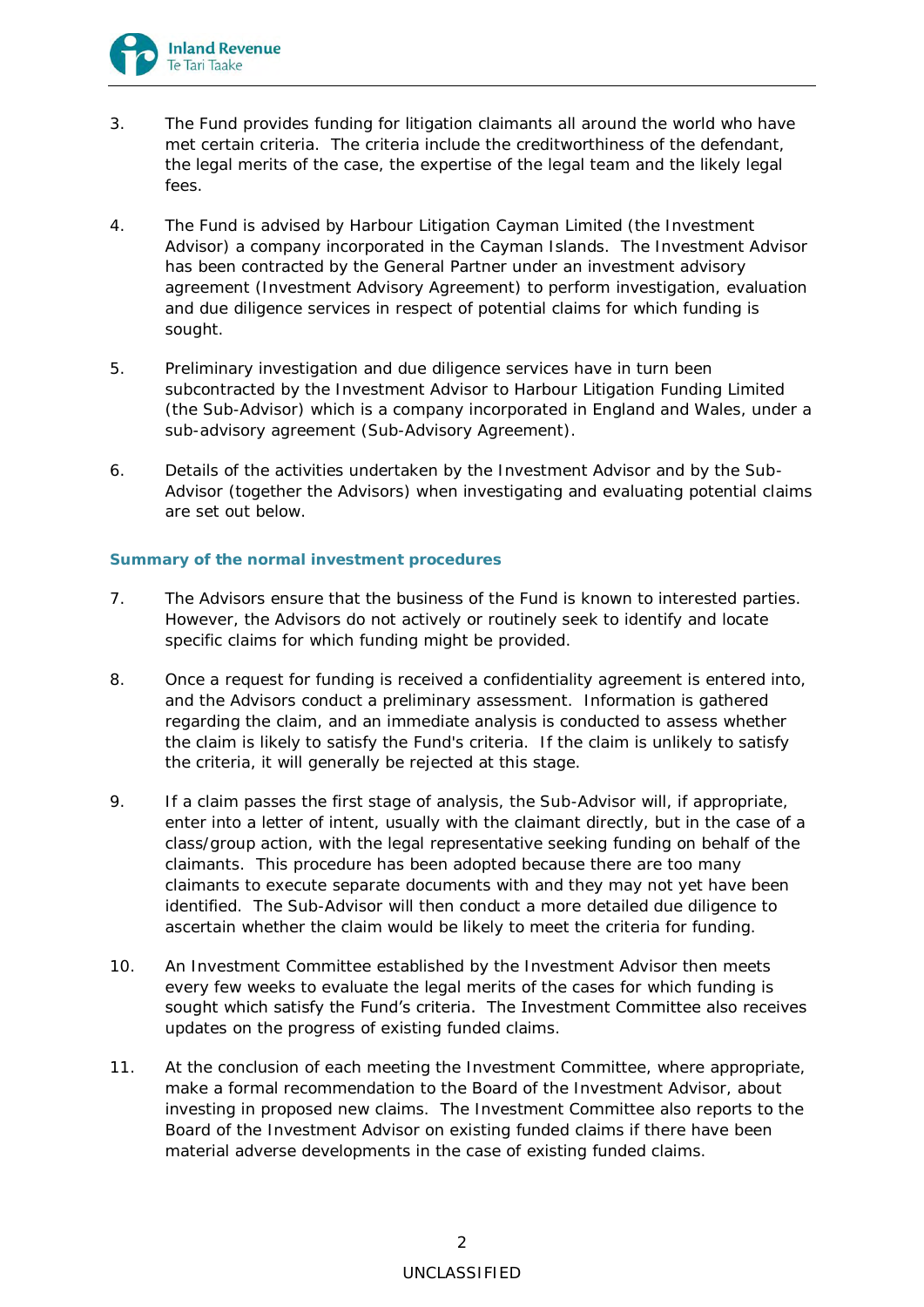3. The Fund provides funding for litigation claimants all around the world who have met certain criteria. The criteria include the creditworthiness of the defendant, the legal merits of the case, the expertise of the legal team and the likely legal fees.

4. The Fund is advised by Harbour Litigation Cayman Limited (the Investment Advisor) a company incorporated in the Cayman Islands. The Investment Advisor has been contracted by the General Partner under an investment advisory agreement (Investment Advisory Agreement) to perform investigation, evaluation and due diligence services in respect of potential claims for which funding is sought.

5. Preliminary investigation and due diligence services have in turn been subcontracted by the Investment Advisor to Harbour Litigation Funding Limited (the Sub-Advisor) which is a company incorporated in England and Wales, under a sub-advisory agreement (Sub-Advisory Agreement).

6. Details of the activities undertaken by the Investment Advisor and by the Sub-Advisor (together the Advisors) when investigating and evaluating potential claims are set out below.

### Summary of the normal investment procedures

7. The Advisors ensure that the business of the Fund is known to interested parties. However, the Advisors do not actively or routinely seek to identify and locate specific claims for which funding might be provided.

8. Once a request for funding is received a confidentiality agreement is entered into, and the Advisors conduct a preliminary assessment. Information is gathered regarding the claim, and an immediate analysis is conducted to assess whether the claim is likely to satisfy the Fund's criteria. If the claim is unlikely to satisfy the criteria, it will generally be rejected at this stage.

9. If a claim passes the first stage of analysis, the Sub-Advisor will, if appropriate, enter into a letter of intent, usually with the claimant directly, but in the case of a class/group action, with the legal representative seeking funding on behalf of the claimants. This procedure has been adopted because there are too many claimants to execute separate documents with and they may not yet have been identified. The Sub-Advisor will then conduct a more detailed due diligence to ascertain whether the claim would be likely to meet the criteria for funding.

10. An Investment Committee established by the Investment Advisor then meets every few weeks to evaluate the legal merits of the cases for which funding is sought which satisfy the Fund's criteria. The Investment Committee also receives updates on the progress of existing funded claims.

11. At the conclusion of each meeting the Investment Committee, where appropriate, make a formal recommendation to the Board of the Investment Advisor, about investing in proposed new claims. The Investment Committee also reports to the Board of the Investment Advisor on existing funded claims if there have been material adverse developments in the case of existing funded claims.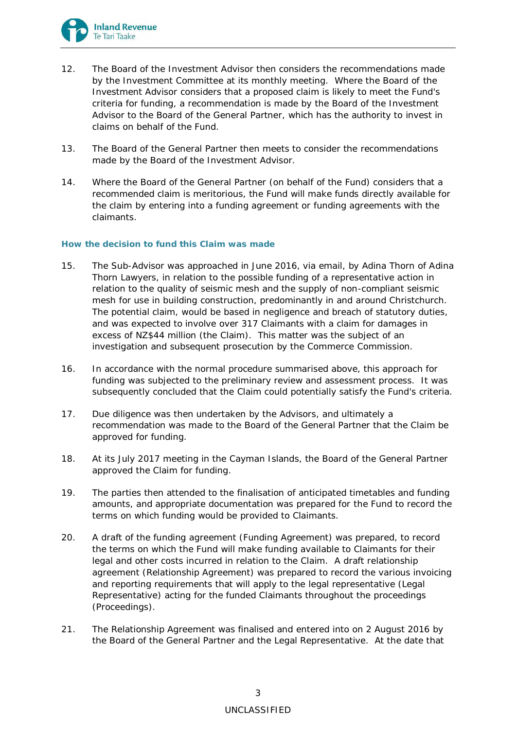12. The Board of the Investment Advisor then considers the recommendations made by the Investment Committee at its monthly meeting. Where the Board of the Investment Advisor considers that a proposed claim is likely to meet the Fund's criteria for funding, a recommendation is made by the Board of the Investment Advisor to the Board of the General Partner, which has the authority to invest in claims on behalf of the Fund.

13. The Board of the General Partner then meets to consider the recommendations made by the Board of the Investment Advisor.

14. Where the Board of the General Partner (on behalf of the Fund) considers that a recommended claim is meritorious, the Fund will make funds directly available for the claim by entering into a funding agreement or funding agreements with the claimants.

### How the decision to fund this Claim was made

15. The Sub-Advisor was approached in June 2016, via email, by Adina Thorn of Adina Thorn Lawyers, in relation to the possible funding of a representative action in relation to the quality of seismic mesh and the supply of non-compliant seismic mesh for use in building construction, predominantly in and around Christchurch. The potential claim, would be based in negligence and breach of statutory duties, and was expected to involve over 317 Claimants with a claim for damages in excess of NZ$44 million (the Claim). This matter was the subject of an investigation and subsequent prosecution by the Commerce Commission.

16. In accordance with the normal procedure summarised above, this approach for funding was subjected to the preliminary review and assessment process. It was subsequently concluded that the Claim could potentially satisfy the Fund's criteria.

17. Due diligence was then undertaken by the Advisors, and ultimately a recommendation was made to the Board of the General Partner that the Claim be approved for funding.

18. At its July 2017 meeting in the Cayman Islands, the Board of the General Partner approved the Claim for funding.

19. The parties then attended to the finalisation of anticipated timetables and funding amounts, and appropriate documentation was prepared for the Fund to record the terms on which funding would be provided to Claimants.

20. A draft of the funding agreement (Funding Agreement) was prepared, to record the terms on which the Fund will make funding available to Claimants for their legal and other costs incurred in relation to the Claim. A draft relationship agreement (Relationship Agreement) was prepared to record the various invoicing and reporting requirements that will apply to the legal representative (Legal Representative) acting for the funded Claimants throughout the proceedings (Proceedings).

21. The Relationship Agreement was finalised and entered into on 2 August 2016 by the Board of the General Partner and the Legal Representative. At the date that

UNCLASSIFIED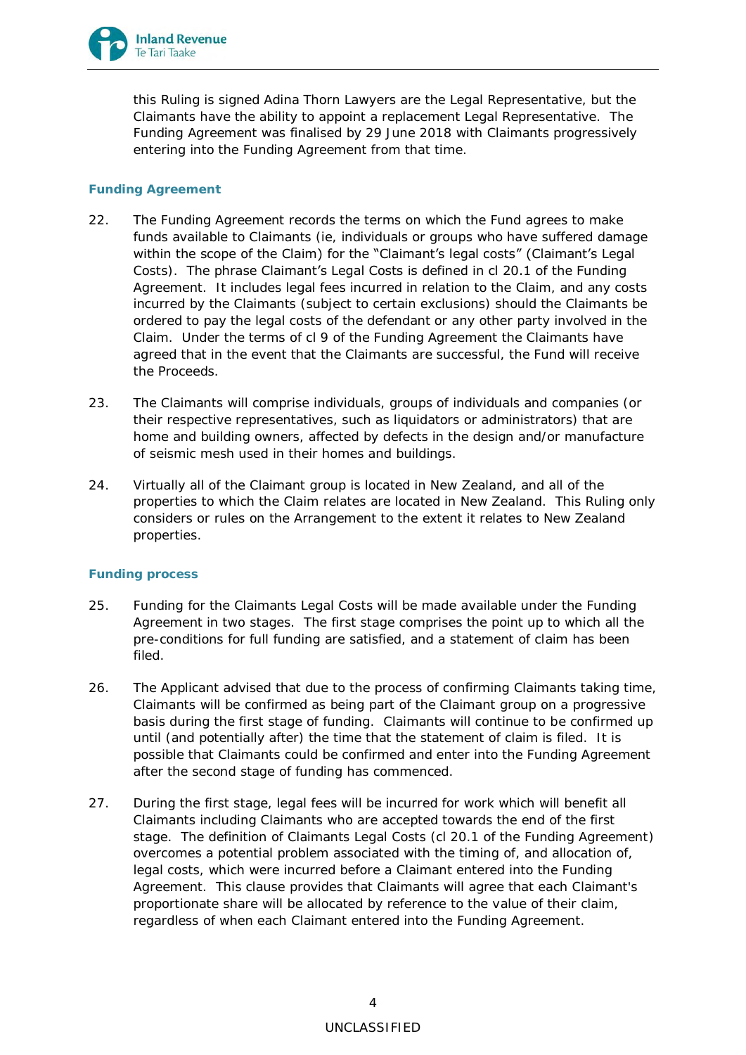this Ruling is signed Adina Thorn Lawyers are the Legal Representative, but the Claimants have the ability to appoint a replacement Legal Representative. The Funding Agreement was finalised by 29 June 2018 with Claimants progressively entering into the Funding Agreement from that time.

### Funding Agreement

22. The Funding Agreement records the terms on which the Fund agrees to make funds available to Claimants (ie, individuals or groups who have suffered damage within the scope of the Claim) for the "Claimant's legal costs" (Claimant's Legal Costs). The phrase Claimant's Legal Costs is defined in cl 20.1 of the Funding Agreement. It includes legal fees incurred in relation to the Claim, and any costs incurred by the Claimants (subject to certain exclusions) should the Claimants be ordered to pay the legal costs of the defendant or any other party involved in the Claim. Under the terms of cl 9 of the Funding Agreement the Claimants have agreed that in the event that the Claimants are successful, the Fund will receive the Proceeds.

23. The Claimants will comprise individuals, groups of individuals and companies (or their respective representatives, such as liquidators or administrators) that are home and building owners, affected by defects in the design and/or manufacture of seismic mesh used in their homes and buildings.

24. Virtually all of the Claimant group is located in New Zealand, and all of the properties to which the Claim relates are located in New Zealand. This Ruling only considers or rules on the Arrangement to the extent it relates to New Zealand properties.

### Funding process

25. Funding for the Claimants Legal Costs will be made available under the Funding Agreement in two stages. The first stage comprises the point up to which all the pre-conditions for full funding are satisfied, and a statement of claim has been filed.

26. The Applicant advised that due to the process of confirming Claimants taking time, Claimants will be confirmed as being part of the Claimant group on a progressive basis during the first stage of funding. Claimants will continue to be confirmed up until (and potentially after) the time that the statement of claim is filed. It is possible that Claimants could be confirmed and enter into the Funding Agreement after the second stage of funding has commenced.

27. During the first stage, legal fees will be incurred for work which will benefit all Claimants including Claimants who are accepted towards the end of the first stage. The definition of Claimants Legal Costs (cl 20.1 of the Funding Agreement) overcomes a potential problem associated with the timing of, and allocation of, legal costs, which were incurred before a Claimant entered into the Funding Agreement. This clause provides that Claimants will agree that each Claimant's proportionate share will be allocated by reference to the value of their claim, regardless of when each Claimant entered into the Funding Agreement.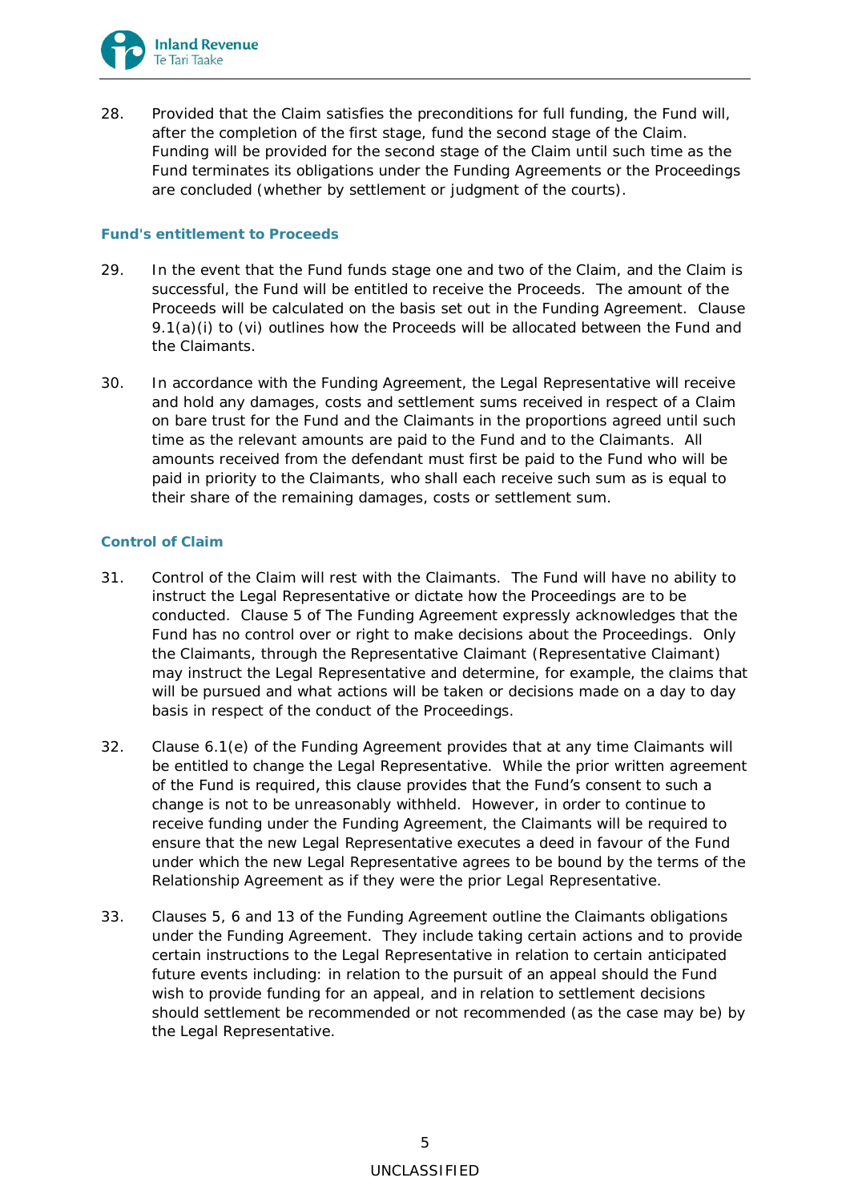28. Provided that the Claim satisfies the preconditions for full funding, the Fund will, after the completion of the first stage, fund the second stage of the Claim. Funding will be provided for the second stage of the Claim until such time as the Fund terminates its obligations under the Funding Agreements or the Proceedings are concluded (whether by settlement or judgment of the courts).

### Fund's entitlement to Proceeds

29. In the event that the Fund funds stage one and two of the Claim, and the Claim is successful, the Fund will be entitled to receive the Proceeds. The amount of the Proceeds will be calculated on the basis set out in the Funding Agreement. Clause 9.1(a)(i) to (vi) outlines how the Proceeds will be allocated between the Fund and the Claimants.

30. In accordance with the Funding Agreement, the Legal Representative will receive and hold any damages, costs and settlement sums received in respect of a Claim on bare trust for the Fund and the Claimants in the proportions agreed until such time as the relevant amounts are paid to the Fund and to the Claimants. All amounts received from the defendant must first be paid to the Fund who will be paid in priority to the Claimants, who shall each receive such sum as is equal to their share of the remaining damages, costs or settlement sum.

### Control of Claim

31. Control of the Claim will rest with the Claimants. The Fund will have no ability to instruct the Legal Representative or dictate how the Proceedings are to be conducted. Clause 5 of The Funding Agreement expressly acknowledges that the Fund has no control over or right to make decisions about the Proceedings. Only the Claimants, through the Representative Claimant (Representative Claimant) may instruct the Legal Representative and determine, for example, the claims that will be pursued and what actions will be taken or decisions made on a day to day basis in respect of the conduct of the Proceedings.

32. Clause 6.1(e) of the Funding Agreement provides that at any time Claimants will be entitled to change the Legal Representative. While the prior written agreement of the Fund is required, this clause provides that the Fund's consent to such a change is not to be unreasonably withheld. However, in order to continue to receive funding under the Funding Agreement, the Claimants will be required to ensure that the new Legal Representative executes a deed in favour of the Fund under which the new Legal Representative agrees to be bound by the terms of the Relationship Agreement as if they were the prior Legal Representative.

33. Clauses 5, 6 and 13 of the Funding Agreement outline the Claimants obligations under the Funding Agreement. They include taking certain actions and to provide certain instructions to the Legal Representative in relation to certain anticipated future events including: in relation to the pursuit of an appeal should the Fund wish to provide funding for an appeal, and in relation to settlement decisions should settlement be recommended or not recommended (as the case may be) by the Legal Representative.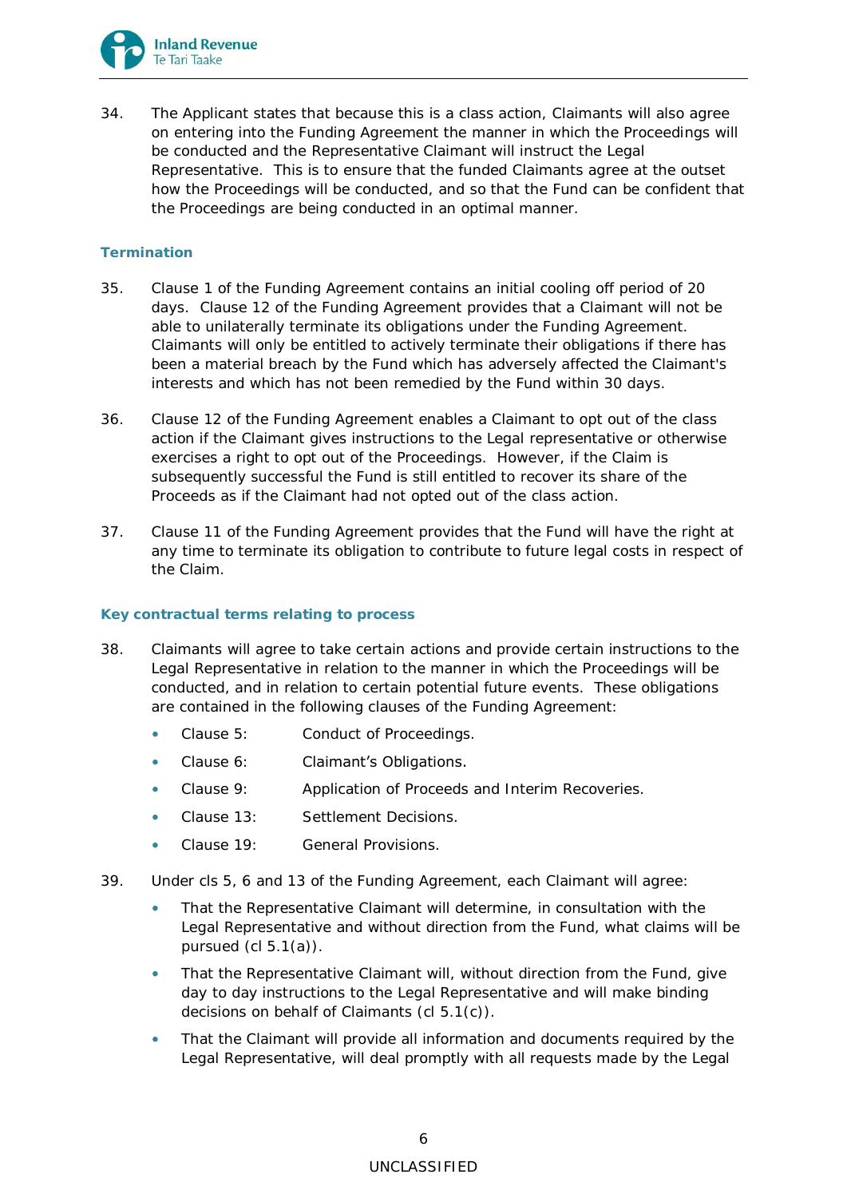34. The Applicant states that because this is a class action, Claimants will also agree on entering into the Funding Agreement the manner in which the Proceedings will be conducted and the Representative Claimant will instruct the Legal Representative. This is to ensure that the funded Claimants agree at the outset how the Proceedings will be conducted, and so that the Fund can be confident that the Proceedings are being conducted in an optimal manner.

### Termination

35. Clause 1 of the Funding Agreement contains an initial cooling off period of 20 days. Clause 12 of the Funding Agreement provides that a Claimant will not be able to unilaterally terminate its obligations under the Funding Agreement. Claimants will only be entitled to actively terminate their obligations if there has been a material breach by the Fund which has adversely affected the Claimant's interests and which has not been remedied by the Fund within 30 days.

36. Clause 12 of the Funding Agreement enables a Claimant to opt out of the class action if the Claimant gives instructions to the Legal representative or otherwise exercises a right to opt out of the Proceedings. However, if the Claim is subsequently successful the Fund is still entitled to recover its share of the Proceeds as if the Claimant had not opted out of the class action.

37. Clause 11 of the Funding Agreement provides that the Fund will have the right at any time to terminate its obligation to contribute to future legal costs in respect of the Claim.

### Key contractual terms relating to process

38. Claimants will agree to take certain actions and provide certain instructions to the Legal Representative in relation to the manner in which the Proceedings will be conducted, and in relation to certain potential future events. These obligations are contained in the following clauses of the Funding Agreement:

    - Clause 5: Conduct of Proceedings.
    - Clause 6: Claimant's Obligations.
    - Clause 9: Application of Proceeds and Interim Recoveries.
    - Clause 13: Settlement Decisions.
    - Clause 19: General Provisions.

39. Under cls 5, 6 and 13 of the Funding Agreement, each Claimant will agree:

    - That the Representative Claimant will determine, in consultation with the Legal Representative and without direction from the Fund, what claims will be pursued (cl 5.1(a)).
    - That the Representative Claimant will, without direction from the Fund, give day to day instructions to the Legal Representative and will make binding decisions on behalf of Claimants (cl 5.1(c)).
    - That the Claimant will provide all information and documents required by the Legal Representative, will deal promptly with all requests made by the Legal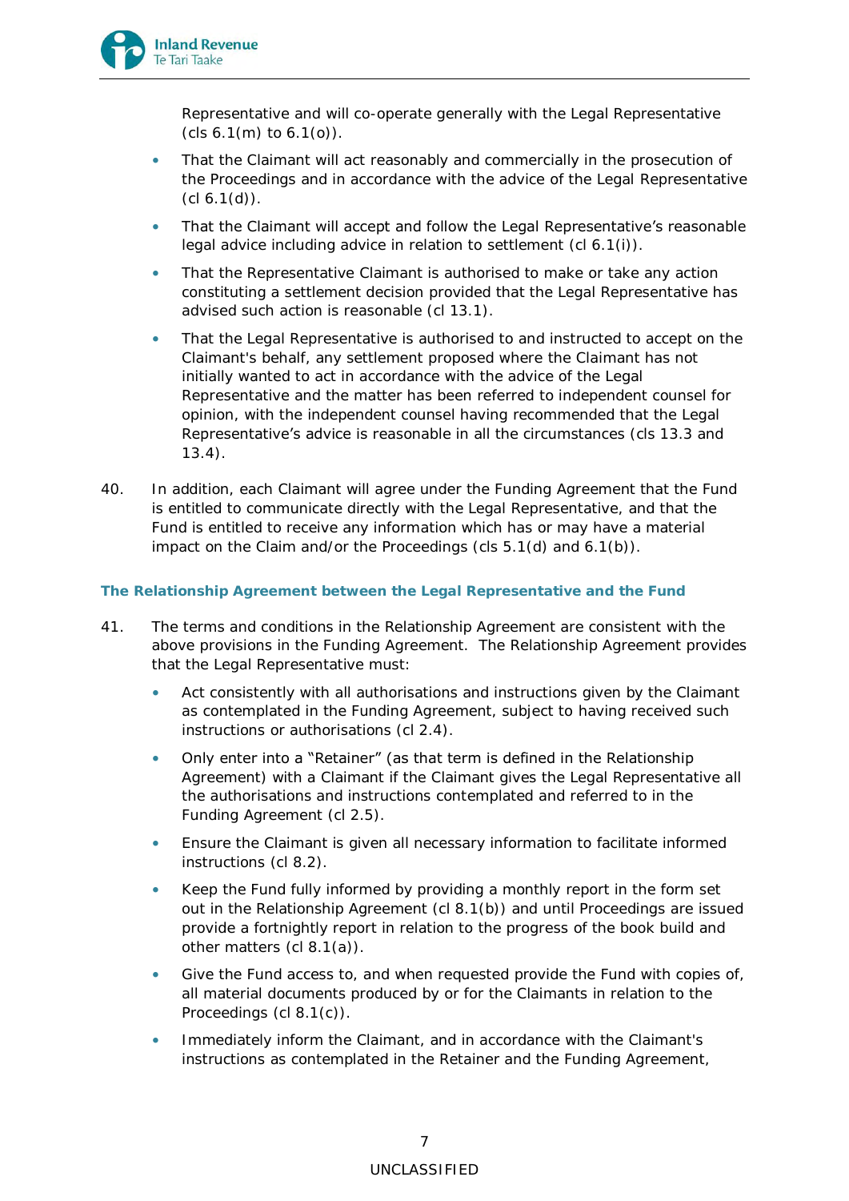Representative and will co-operate generally with the Legal Representative (cls 6.1(m) to 6.1(o)).

- That the Claimant will act reasonably and commercially in the prosecution of the Proceedings and in accordance with the advice of the Legal Representative (cl 6.1(d)).
- That the Claimant will accept and follow the Legal Representative's reasonable legal advice including advice in relation to settlement (cl 6.1(i)).
- That the Representative Claimant is authorised to make or take any action constituting a settlement decision provided that the Legal Representative has advised such action is reasonable (cl 13.1).
- That the Legal Representative is authorised to and instructed to accept on the Claimant's behalf, any settlement proposed where the Claimant has not initially wanted to act in accordance with the advice of the Legal Representative and the matter has been referred to independent counsel for opinion, with the independent counsel having recommended that the Legal Representative's advice is reasonable in all the circumstances (cls 13.3 and 13.4).

40. In addition, each Claimant will agree under the Funding Agreement that the Fund is entitled to communicate directly with the Legal Representative, and that the Fund is entitled to receive any information which has or may have a material impact on the Claim and/or the Proceedings (cls 5.1(d) and 6.1(b)).

### The Relationship Agreement between the Legal Representative and the Fund

41. The terms and conditions in the Relationship Agreement are consistent with the above provisions in the Funding Agreement. The Relationship Agreement provides that the Legal Representative must:

- Act consistently with all authorisations and instructions given by the Claimant as contemplated in the Funding Agreement, subject to having received such instructions or authorisations (cl 2.4).
- Only enter into a "Retainer" (as that term is defined in the Relationship Agreement) with a Claimant if the Claimant gives the Legal Representative all the authorisations and instructions contemplated and referred to in the Funding Agreement (cl 2.5).
- Ensure the Claimant is given all necessary information to facilitate informed instructions (cl 8.2).
- Keep the Fund fully informed by providing a monthly report in the form set out in the Relationship Agreement (cl 8.1(b)) and until Proceedings are issued provide a fortnightly report in relation to the progress of the book build and other matters (cl 8.1(a)).
- Give the Fund access to, and when requested provide the Fund with copies of, all material documents produced by or for the Claimants in relation to the Proceedings (cl 8.1(c)).
- Immediately inform the Claimant, and in accordance with the Claimant's instructions as contemplated in the Retainer and the Funding Agreement,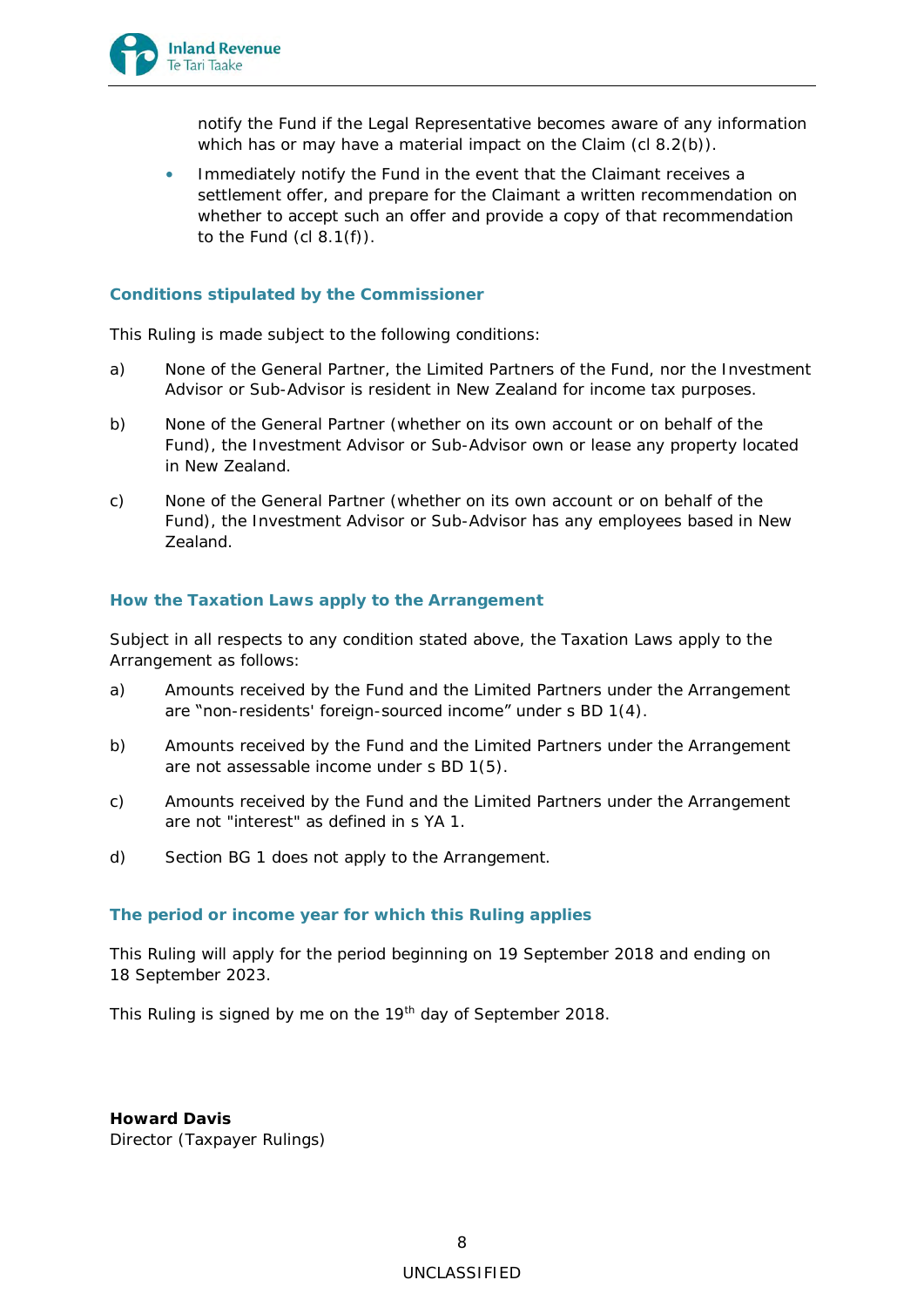notify the Fund if the Legal Representative becomes aware of any information which has or may have a material impact on the Claim (cl 8.2(b)).

- Immediately notify the Fund in the event that the Claimant receives a settlement offer, and prepare for the Claimant a written recommendation on whether to accept such an offer and provide a copy of that recommendation to the Fund (cl 8.1(f)).

## Conditions stipulated by the Commissioner

This Ruling is made subject to the following conditions:

a) None of the General Partner, the Limited Partners of the Fund, nor the Investment Advisor or Sub-Advisor is resident in New Zealand for income tax purposes.

b) None of the General Partner (whether on its own account or on behalf of the Fund), the Investment Advisor or Sub-Advisor own or lease any property located in New Zealand.

c) None of the General Partner (whether on its own account or on behalf of the Fund), the Investment Advisor or Sub-Advisor has any employees based in New Zealand.

## How the Taxation Laws apply to the Arrangement

Subject in all respects to any condition stated above, the Taxation Laws apply to the Arrangement as follows:

a) Amounts received by the Fund and the Limited Partners under the Arrangement are "non-residents' foreign-sourced income" under s BD 1(4).

b) Amounts received by the Fund and the Limited Partners under the Arrangement are not assessable income under s BD 1(5).

c) Amounts received by the Fund and the Limited Partners under the Arrangement are not "interest" as defined in s YA 1.

d) Section BG 1 does not apply to the Arrangement.

## The period or income year for which this Ruling applies

This Ruling will apply for the period beginning on 19 September 2018 and ending on 18 September 2023.

This Ruling is signed by me on the 19th day of September 2018.

**Howard Davis**
Director (Taxpayer Rulings)

UNCLASSIFIED